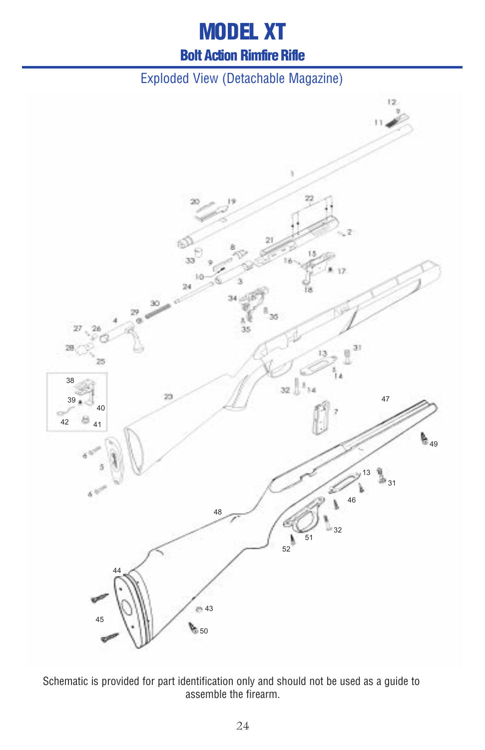# MODEL XT

## Bolt Action Rimfire Rifle

### Exploded View (Detachable Magazine)

Schematic is provided for part identification only and should not be used as a guide to assemble the firearm.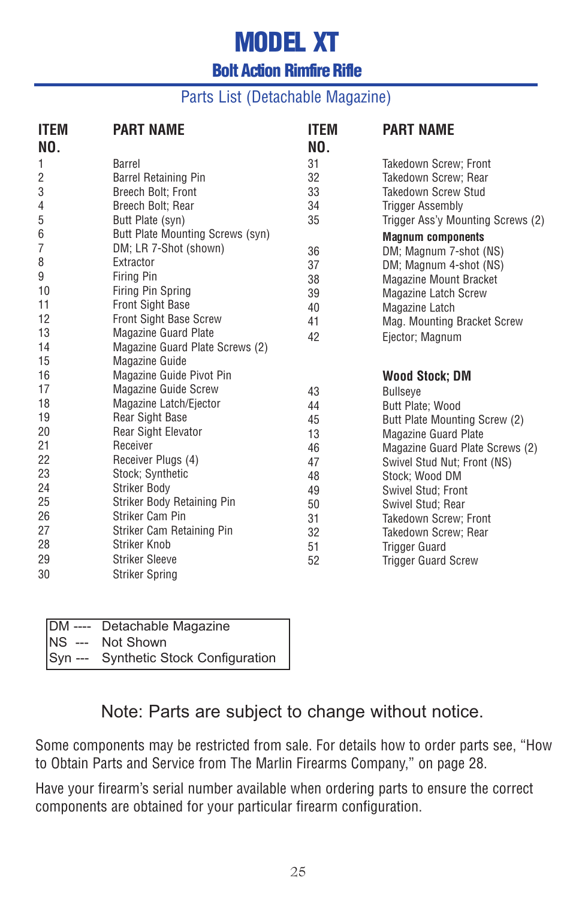# MODEL XT

## Bolt Action Rimfire Rifle

### Parts List (Detachable Magazine)

| ITEM NO. | PART NAME |
|---|---|
| 1 | Barrel |
| 2 | Barrel Retaining Pin |
| 3 | Breech Bolt; Front |
| 4 | Breech Bolt; Rear |
| 5 | Butt Plate (syn) |
| 6 | Butt Plate Mounting Screws (syn) |
| 7 | DM; LR 7-Shot (shown) |
| 8 | Extractor |
| 9 | Firing Pin |
| 10 | Firing Pin Spring |
| 11 | Front Sight Base |
| 12 | Front Sight Base Screw |
| 13 | Magazine Guard Plate |
| 14 | Magazine Guard Plate Screws (2) |
| 15 | Magazine Guide |
| 16 | Magazine Guide Pivot Pin |
| 17 | Magazine Guide Screw |
| 18 | Magazine Latch/Ejector |
| 19 | Rear Sight Base |
| 20 | Rear Sight Elevator |
| 21 | Receiver |
| 22 | Receiver Plugs (4) |
| 23 | Stock; Synthetic |
| 24 | Striker Body |
| 25 | Striker Body Retaining Pin |
| 26 | Striker Cam Pin |
| 27 | Striker Cam Retaining Pin |
| 28 | Striker Knob |
| 29 | Striker Sleeve |
| 30 | Striker Spring |
| 31 | Takedown Screw; Front |
| 32 | Takedown Screw; Rear |
| 33 | Takedown Screw Stud |
| 34 | Trigger Assembly |
| 35 | Trigger Ass'y Mounting Screws (2) |
| | **Magnum components** |
| 36 | DM; Magnum 7-shot (NS) |
| 37 | DM; Magnum 4-shot (NS) |
| 38 | Magazine Mount Bracket |
| 39 | Magazine Latch Screw |
| 40 | Magazine Latch |
| 41 | Mag. Mounting Bracket Screw |
| 42 | Ejector; Magnum |
| | **Wood Stock; DM** |
| 43 | Bullseye |
| 44 | Butt Plate; Wood |
| 45 | Butt Plate Mounting Screw (2) |
| 13 | Magazine Guard Plate |
| 46 | Magazine Guard Plate Screws (2) |
| 47 | Swivel Stud Nut; Front (NS) |
| 48 | Stock; Wood DM |
| 49 | Swivel Stud; Front |
| 50 | Swivel Stud; Rear |
| 31 | Takedown Screw; Front |
| 32 | Takedown Screw; Rear |
| 51 | Trigger Guard |
| 52 | Trigger Guard Screw |

| | |
|---|---|
| DM ---- | Detachable Magazine |
| NS --- | Not Shown |
| Syn --- | Synthetic Stock Configuration |

Note: Parts are subject to change without notice.

Some components may be restricted from sale. For details how to order parts see, "How to Obtain Parts and Service from The Marlin Firearms Company," on page 28.

Have your firearm's serial number available when ordering parts to ensure the correct components are obtained for your particular firearm configuration.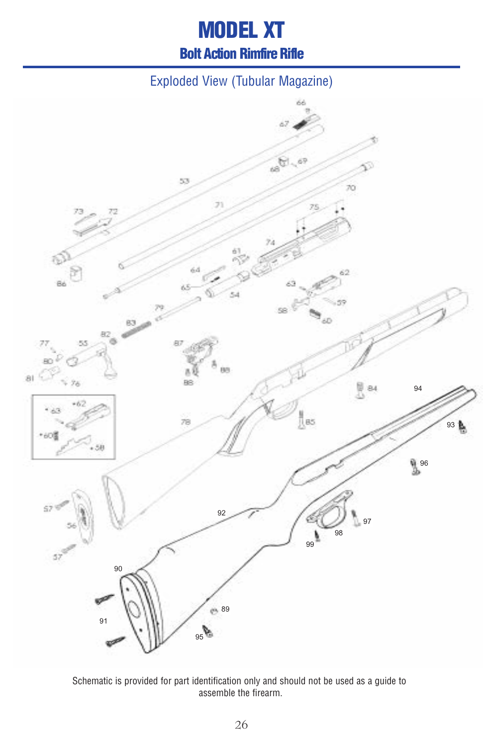# MODEL XT

## Bolt Action Rimfire Rifle

### Exploded View (Tubular Magazine)

Schematic is provided for part identification only and should not be used as a guide to assemble the firearm.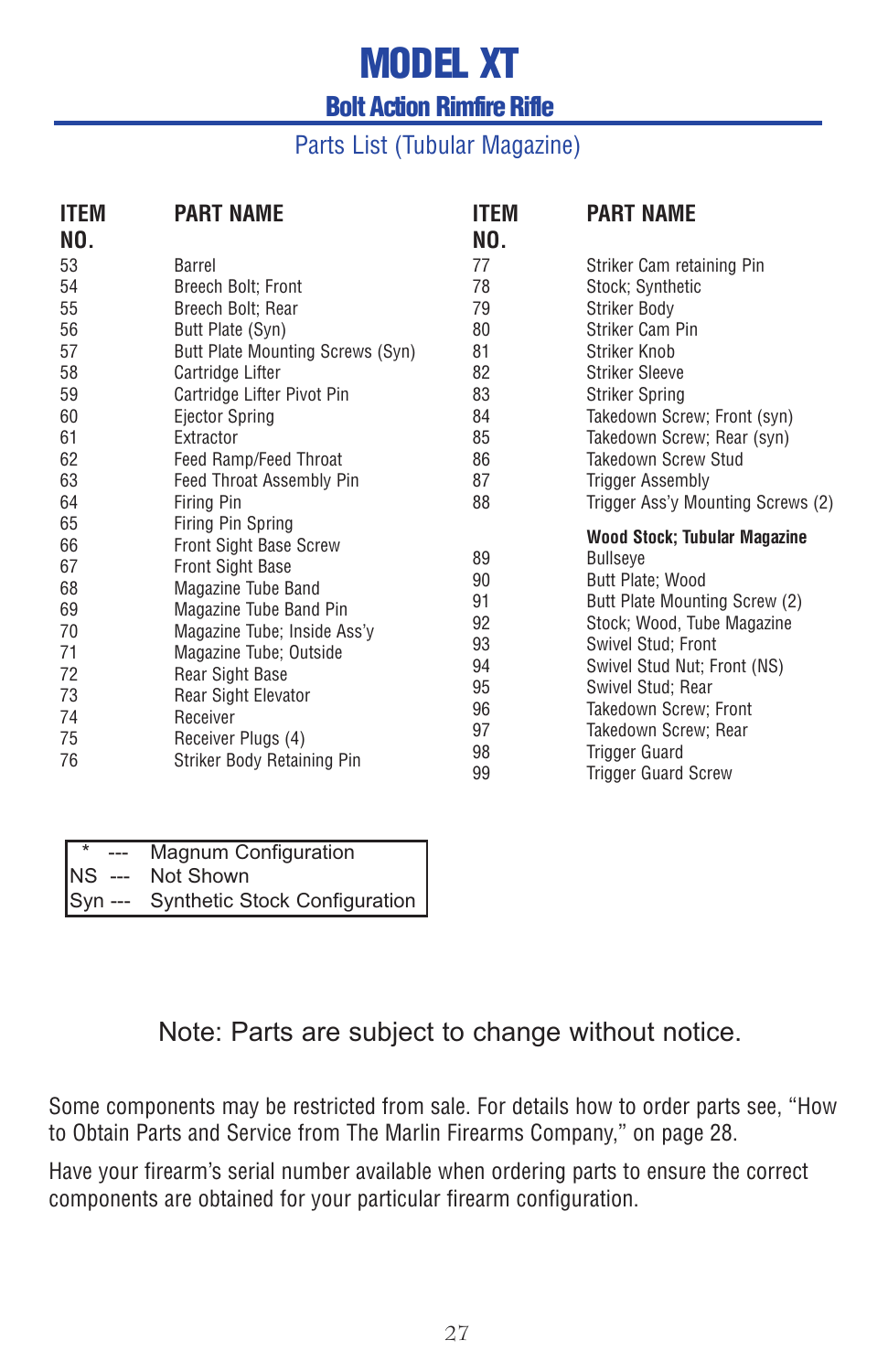# MODEL XT

## Bolt Action Rimfire Rifle

### Parts List (Tubular Magazine)

| ITEM NO. | PART NAME |
|---|---|
| 53 | Barrel |
| 54 | Breech Bolt; Front |
| 55 | Breech Bolt; Rear |
| 56 | Butt Plate (Syn) |
| 57 | Butt Plate Mounting Screws (Syn) |
| 58 | Cartridge Lifter |
| 59 | Cartridge Lifter Pivot Pin |
| 60 | Ejector Spring |
| 61 | Extractor |
| 62 | Feed Ramp/Feed Throat |
| 63 | Feed Throat Assembly Pin |
| 64 | Firing Pin |
| 65 | Firing Pin Spring |
| 66 | Front Sight Base Screw |
| 67 | Front Sight Base |
| 68 | Magazine Tube Band |
| 69 | Magazine Tube Band Pin |
| 70 | Magazine Tube; Inside Ass'y |
| 71 | Magazine Tube; Outside |
| 72 | Rear Sight Base |
| 73 | Rear Sight Elevator |
| 74 | Receiver |
| 75 | Receiver Plugs (4) |
| 76 | Striker Body Retaining Pin |
| 77 | Striker Cam retaining Pin |
| 78 | Stock; Synthetic |
| 79 | Striker Body |
| 80 | Striker Cam Pin |
| 81 | Striker Knob |
| 82 | Striker Sleeve |
| 83 | Striker Spring |
| 84 | Takedown Screw; Front (syn) |
| 85 | Takedown Screw; Rear (syn) |
| 86 | Takedown Screw Stud |
| 87 | Trigger Assembly |
| 88 | Trigger Ass'y Mounting Screws (2) |
| | **Wood Stock; Tubular Magazine** |
| 89 | Bullseye |
| 90 | Butt Plate; Wood |
| 91 | Butt Plate Mounting Screw (2) |
| 92 | Stock; Wood, Tube Magazine |
| 93 | Swivel Stud; Front |
| 94 | Swivel Stud Nut; Front (NS) |
| 95 | Swivel Stud; Rear |
| 96 | Takedown Screw; Front |
| 97 | Takedown Screw; Rear |
| 98 | Trigger Guard |
| 99 | Trigger Guard Screw |

| | | |
|---|---|---|
| * | --- | Magnum Configuration |
| NS | --- | Not Shown |
| Syn | --- | Synthetic Stock Configuration |

Note: Parts are subject to change without notice.

Some components may be restricted from sale. For details how to order parts see, "How to Obtain Parts and Service from The Marlin Firearms Company," on page 28.

Have your firearm's serial number available when ordering parts to ensure the correct components are obtained for your particular firearm configuration.